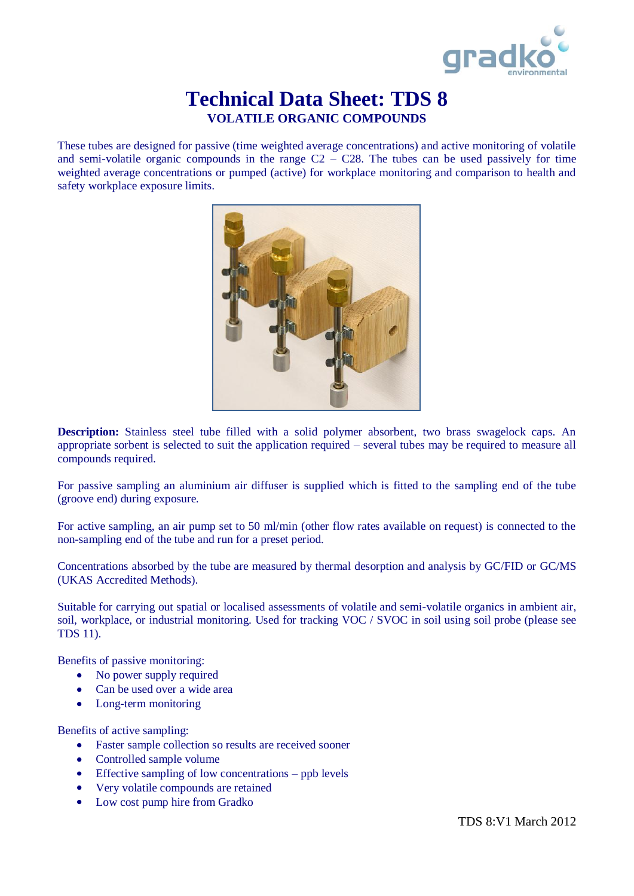# Technical Data Sheet: TDS 8

## VOLATILE ORGANIC COMPOUNDS

These tubes are designed for passive (time weighted average concentrations) and active monitoring of volatile and semi-volatile organic compounds in the range C2 – C28. The tubes can be used passively for time weighted average concentrations or pumped (active) for workplace monitoring and comparison to health and safety workplace exposure limits.

**Description:** Stainless steel tube filled with a solid polymer absorbent, two brass swagelock caps. An appropriate sorbent is selected to suit the application required – several tubes may be required to measure all compounds required.

For passive sampling an aluminium air diffuser is supplied which is fitted to the sampling end of the tube (groove end) during exposure.

For active sampling, an air pump set to 50 ml/min (other flow rates available on request) is connected to the non-sampling end of the tube and run for a preset period.

Concentrations absorbed by the tube are measured by thermal desorption and analysis by GC/FID or GC/MS (UKAS Accredited Methods).

Suitable for carrying out spatial or localised assessments of volatile and semi-volatile organics in ambient air, soil, workplace, or industrial monitoring. Used for tracking VOC / SVOC in soil using soil probe (please see TDS 11).

Benefits of passive monitoring:

- No power supply required
- Can be used over a wide area
- Long-term monitoring

Benefits of active sampling:

- Faster sample collection so results are received sooner
- Controlled sample volume
- Effective sampling of low concentrations – ppb levels
- Very volatile compounds are retained
- Low cost pump hire from Gradko

TDS 8:V1 March 2012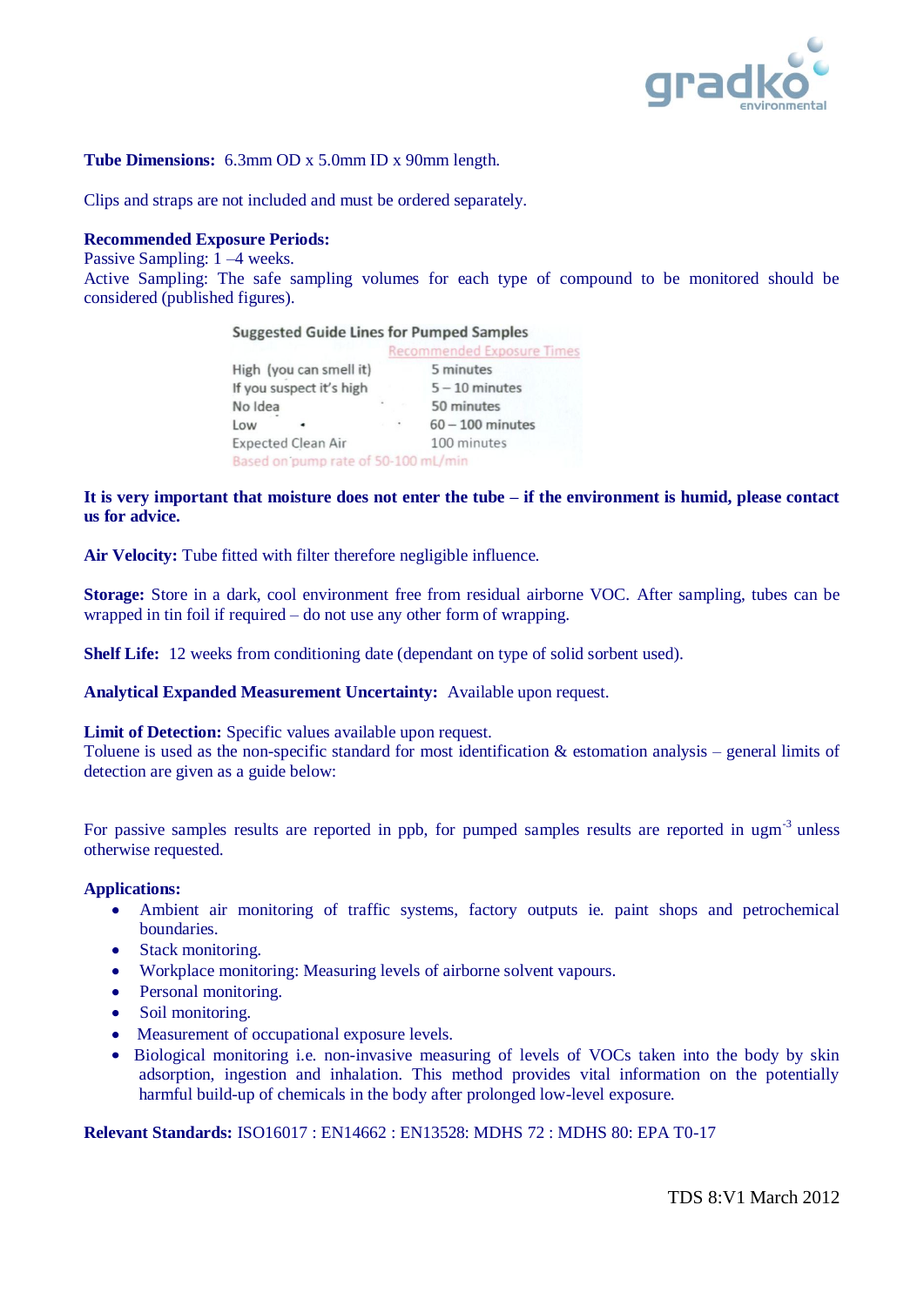**Tube Dimensions:** 6.3mm OD x 5.0mm ID x 90mm length.

Clips and straps are not included and must be ordered separately.

**Recommended Exposure Periods:**
Passive Sampling: 1 –4 weeks.
Active Sampling: The safe sampling volumes for each type of compound to be monitored should be considered (published figures).

Suggested Guide Lines for Pumped Samples

| | Recommended Exposure Times |
|---|---|
| High (you can smell it) | 5 minutes |
| If you suspect it's high | 5 – 10 minutes |
| No Idea | 50 minutes |
| Low | 60 – 100 minutes |
| Expected Clean Air | 100 minutes |

Based on pump rate of 50-100 mL/min

**It is very important that moisture does not enter the tube – if the environment is humid, please contact us for advice.**

**Air Velocity:** Tube fitted with filter therefore negligible influence.

**Storage:** Store in a dark, cool environment free from residual airborne VOC. After sampling, tubes can be wrapped in tin foil if required – do not use any other form of wrapping.

**Shelf Life:** 12 weeks from conditioning date (dependant on type of solid sorbent used).

**Analytical Expanded Measurement Uncertainty:** Available upon request.

**Limit of Detection:** Specific values available upon request.
Toluene is used as the non-specific standard for most identification & estomation analysis – general limits of detection are given as a guide below:

For passive samples results are reported in ppb, for pumped samples results are reported in ugm$^{-3}$ unless otherwise requested.

**Applications:**

- Ambient air monitoring of traffic systems, factory outputs ie. paint shops and petrochemical boundaries.
- Stack monitoring.
- Workplace monitoring: Measuring levels of airborne solvent vapours.
- Personal monitoring.
- Soil monitoring.
- Measurement of occupational exposure levels.
- Biological monitoring i.e. non-invasive measuring of levels of VOCs taken into the body by skin adsorption, ingestion and inhalation. This method provides vital information on the potentially harmful build-up of chemicals in the body after prolonged low-level exposure.

**Relevant Standards:** ISO16017 : EN14662 : EN13528: MDHS 72 : MDHS 80: EPA T0-17

TDS 8:V1 March 2012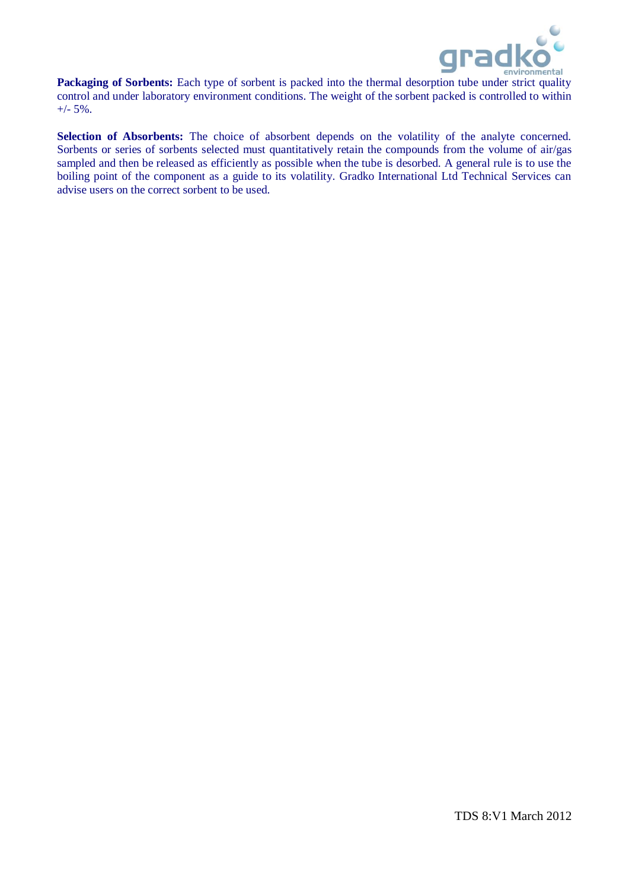**Packaging of Sorbents:** Each type of sorbent is packed into the thermal desorption tube under strict quality control and under laboratory environment conditions. The weight of the sorbent packed is controlled to within +/- 5%.

**Selection of Absorbents:** The choice of absorbent depends on the volatility of the analyte concerned. Sorbents or series of sorbents selected must quantitatively retain the compounds from the volume of air/gas sampled and then be released as efficiently as possible when the tube is desorbed. A general rule is to use the boiling point of the component as a guide to its volatility. Gradko International Ltd Technical Services can advise users on the correct sorbent to be used.